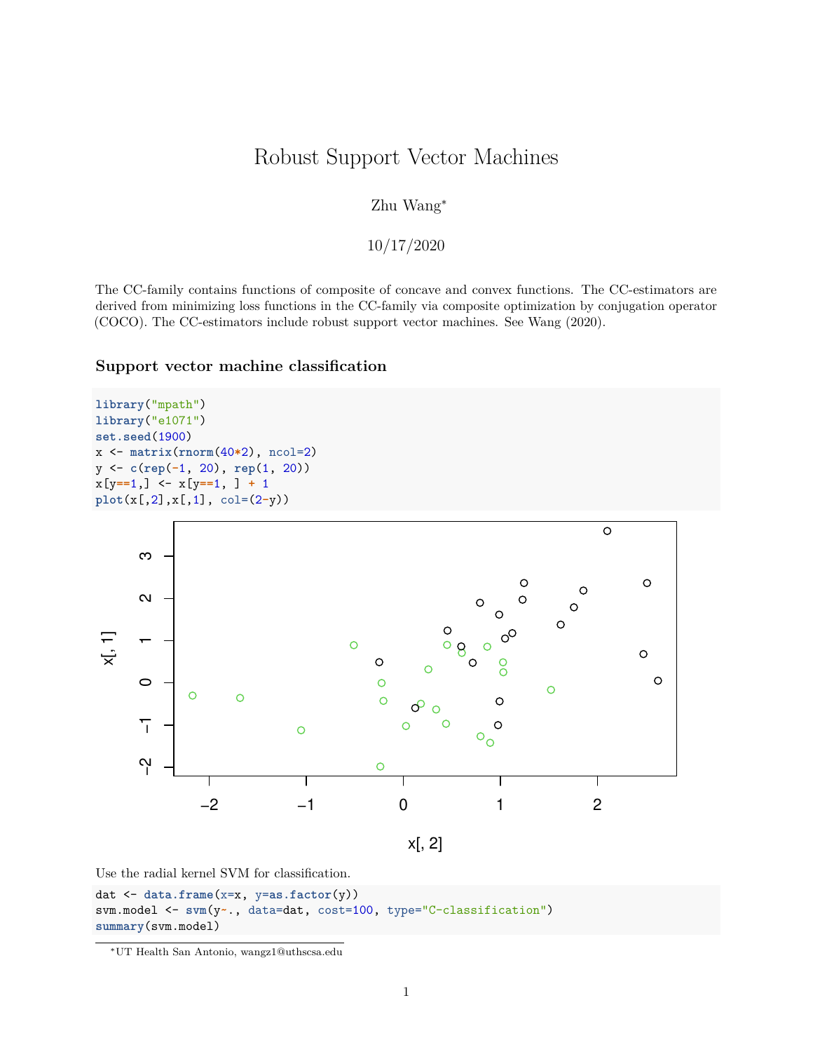# Robust Support Vector Machines

Zhu Wang[*]

10/17/2020

The CC-family contains functions of composite of concave and convex functions. The CC-estimators are derived from minimizing loss functions in the CC-family via composite optimization by conjugation operator (COCO). The CC-estimators include robust support vector machines. See Wang (2020).

### Support vector machine classification

```
library("mpath")
library("e1071")
set.seed(1900)
x <- matrix(rnorm(40*2), ncol=2)
y <- c(rep(-1, 20), rep(1, 20))
x[y==1,] <- x[y==1, ] + 1
plot(x[,2],x[,1], col=(2-y))
```

Use the radial kernel SVM for classification.

```
dat <- data.frame(x=x, y=as.factor(y))
svm.model <- svm(y~., data=dat, cost=100, type="C-classification")
summary(svm.model)
```

[*] UT Health San Antonio, wangz1@uthscsa.edu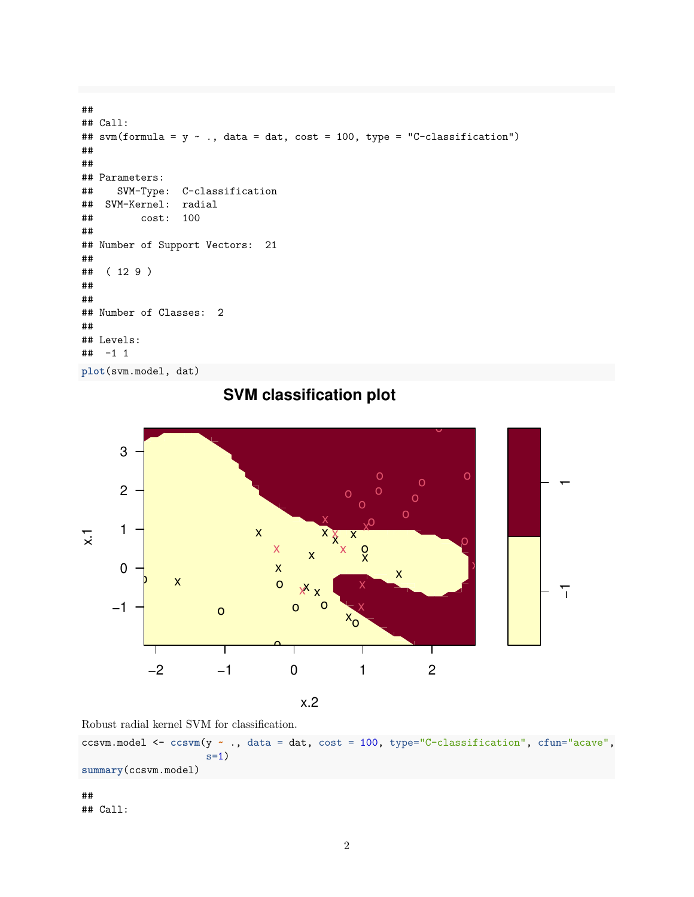```
##
## Call:
## svm(formula = y ~ ., data = dat, cost = 100, type = "C-classification")
##
##
## Parameters:
##    SVM-Type:  C-classification
##  SVM-Kernel:  radial
##        cost:  100
##
## Number of Support Vectors:  21
##
##  ( 12 9 )
##
##
## Number of Classes:  2
##
## Levels:
##  -1 1
```

```
plot(svm.model, dat)
```

Robust radial kernel SVM for classification.

```
ccsvm.model <- ccsvm(y ~ ., data = dat, cost = 100, type="C-classification", cfun="acave",
                     s=1)
summary(ccsvm.model)
```

```
##
## Call:
```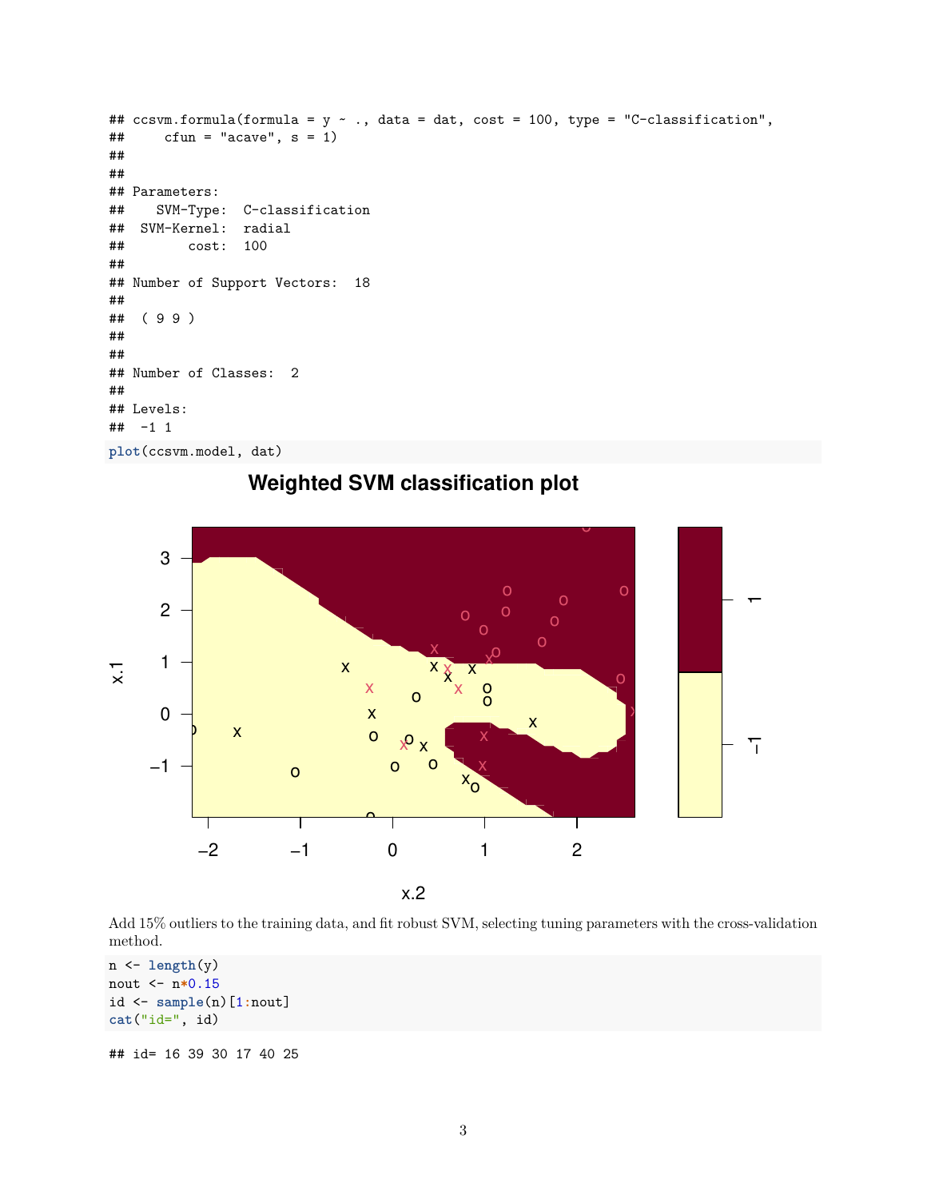```
## ccsvm.formula(formula = y ~ ., data = dat, cost = 100, type = "C-classification",
##     cfun = "acave", s = 1)
##
##
## Parameters:
##    SVM-Type:  C-classification
##  SVM-Kernel:  radial
##        cost:  100
##
## Number of Support Vectors:  18
##
##  ( 9 9 )
##
##
## Number of Classes:  2
##
## Levels:
##  -1 1
```

```
plot(ccsvm.model, dat)
```

Add 15% outliers to the training data, and fit robust SVM, selecting tuning parameters with the cross-validation method.

```
n <- length(y)
nout <- n*0.15
id <- sample(n)[1:nout]
cat("id=", id)
```

```
## id= 16 39 30 17 40 25
```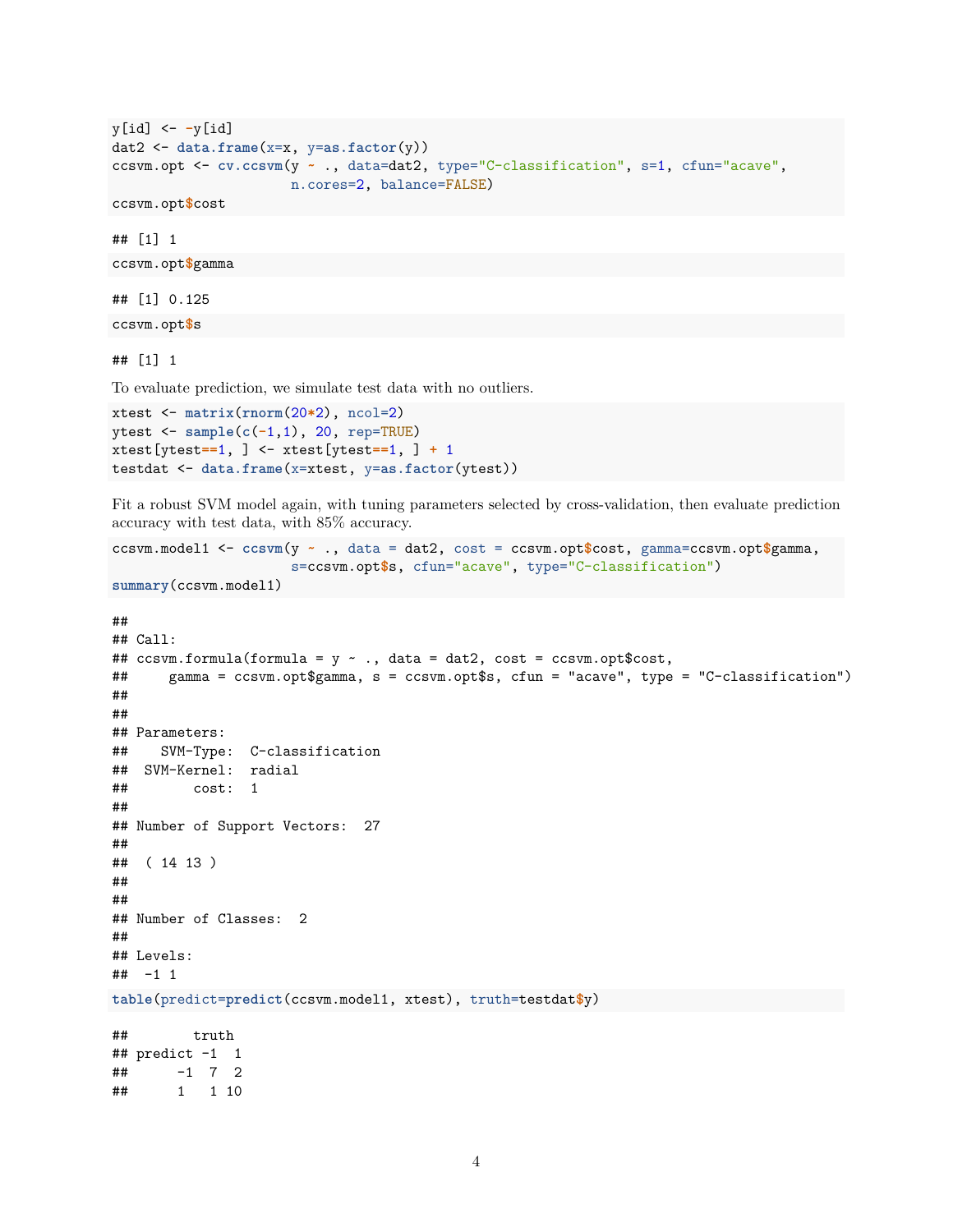```r
y[id] <- -y[id]
dat2 <- data.frame(x=x, y=as.factor(y))
ccsvm.opt <- cv.ccsvm(y ~ ., data=dat2, type="C-classification", s=1, cfun="acave",
                      n.cores=2, balance=FALSE)
ccsvm.opt$cost
```

```
## [1] 1
```

```r
ccsvm.opt$gamma
```

```
## [1] 0.125
```

```r
ccsvm.opt$s
```

```
## [1] 1
```

To evaluate prediction, we simulate test data with no outliers.

```r
xtest <- matrix(rnorm(20*2), ncol=2)
ytest <- sample(c(-1,1), 20, rep=TRUE)
xtest[ytest==1, ] <- xtest[ytest==1, ] + 1
testdat <- data.frame(x=xtest, y=as.factor(ytest))
```

Fit a robust SVM model again, with tuning parameters selected by cross-validation, then evaluate prediction accuracy with test data, with 85% accuracy.

```r
ccsvm.model1 <- ccsvm(y ~ ., data = dat2, cost = ccsvm.opt$cost, gamma=ccsvm.opt$gamma,
                      s=ccsvm.opt$s, cfun="acave", type="C-classification")
summary(ccsvm.model1)
```

```
##
## Call:
## ccsvm.formula(formula = y ~ ., data = dat2, cost = ccsvm.opt$cost,
##     gamma = ccsvm.opt$gamma, s = ccsvm.opt$s, cfun = "acave", type = "C-classification")
##
##
## Parameters:
##    SVM-Type:  C-classification
##  SVM-Kernel:  radial
##        cost:  1
##
## Number of Support Vectors:  27
##
##  ( 14 13 )
##
##
## Number of Classes:  2
##
## Levels:
##  -1 1
```

```r
table(predict=predict(ccsvm.model1, xtest), truth=testdat$y)
```

```
##        truth
## predict -1  1
##      -1  7  2
##      1   1 10
```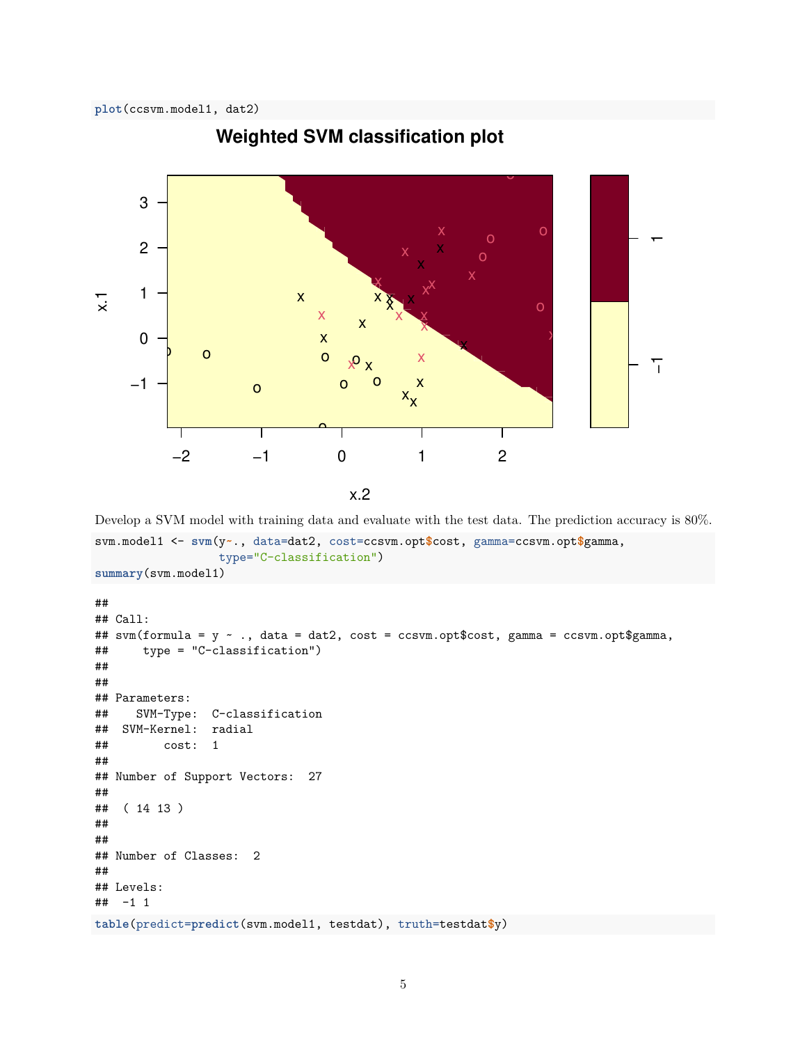```r
plot(ccsvm.model1, dat2)
```

Develop a SVM model with training data and evaluate with the test data. The prediction accuracy is 80%.

```r
svm.model1 <- svm(y~., data=dat2, cost=ccsvm.opt$cost, gamma=ccsvm.opt$gamma,
                  type="C-classification")
summary(svm.model1)
```

```
##
## Call:
## svm(formula = y ~ ., data = dat2, cost = ccsvm.opt$cost, gamma = ccsvm.opt$gamma,
##     type = "C-classification")
##
##
## Parameters:
##    SVM-Type:  C-classification
##  SVM-Kernel:  radial
##        cost:  1
##
## Number of Support Vectors:  27
##
##  ( 14 13 )
##
##
## Number of Classes:  2
##
## Levels:
##  -1 1
```

```r
table(predict=predict(svm.model1, testdat), truth=testdat$y)
```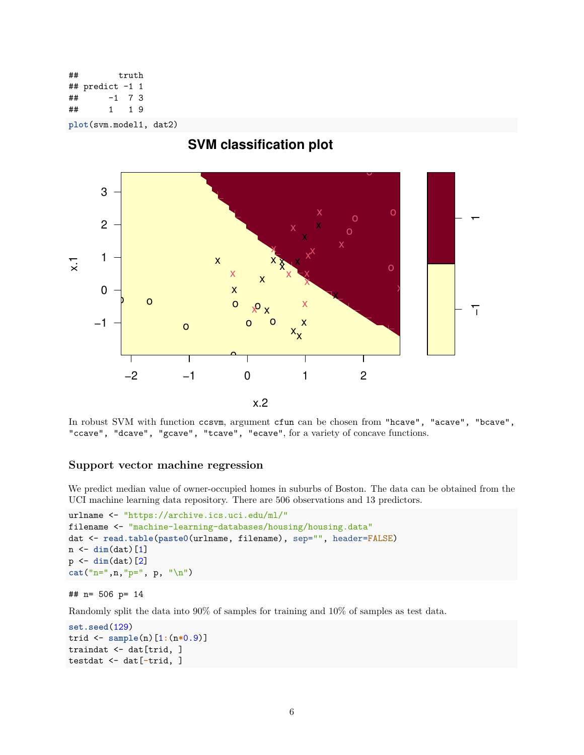```
##        truth
## predict -1 1
##      -1  7 3
##      1   1 9
```

```
plot(svm.model1, dat2)
```

In robust SVM with function `ccsvm`, argument `cfun` can be chosen from `"hcave"`, `"acave"`, `"bcave"`, `"ccave"`, `"dcave"`, `"gcave"`, `"tcave"`, `"ecave"`, for a variety of concave functions.

### Support vector machine regression

We predict median value of owner-occupied homes in suburbs of Boston. The data can be obtained from the UCI machine learning data repository. There are 506 observations and 13 predictors.

```
urlname <- "https://archive.ics.uci.edu/ml/"
filename <- "machine-learning-databases/housing/housing.data"
dat <- read.table(paste0(urlname, filename), sep="", header=FALSE)
n <- dim(dat)[1]
p <- dim(dat)[2]
cat("n=",n,"p=", p, "\n")
```

```
## n= 506 p= 14
```

Randomly split the data into 90% of samples for training and 10% of samples as test data.

```
set.seed(129)
trid <- sample(n)[1:(n*0.9)]
traindat <- dat[trid, ]
testdat <- dat[-trid, ]
```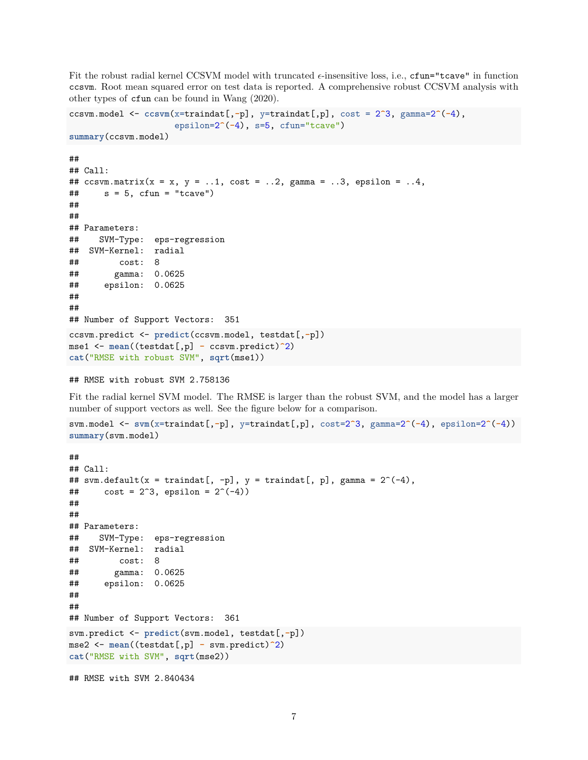Fit the robust radial kernel CCSVM model with truncated $\epsilon$-insensitive loss, i.e., `cfun="tcave"` in function `ccsvm`. Root mean squared error on test data is reported. A comprehensive robust CCSVM analysis with other types of `cfun` can be found in Wang (2020).

```
ccsvm.model <- ccsvm(x=traindat[,-p], y=traindat[,p], cost = 2^3, gamma=2^(-4),
                     epsilon=2^(-4), s=5, cfun="tcave")
summary(ccsvm.model)
```

```
##
## Call:
## ccsvm.matrix(x = x, y = ..1, cost = ..2, gamma = ..3, epsilon = ..4,
##     s = 5, cfun = "tcave")
##
##
## Parameters:
##    SVM-Type:  eps-regression
##  SVM-Kernel:  radial
##        cost:  8
##       gamma:  0.0625
##     epsilon:  0.0625
##
##
## Number of Support Vectors:  351
```

```
ccsvm.predict <- predict(ccsvm.model, testdat[,-p])
mse1 <- mean((testdat[,p] - ccsvm.predict)^2)
cat("RMSE with robust SVM", sqrt(mse1))
```

```
## RMSE with robust SVM 2.758136
```

Fit the radial kernel SVM model. The RMSE is larger than the robust SVM, and the model has a larger number of support vectors as well. See the figure below for a comparison.

```
svm.model <- svm(x=traindat[,-p], y=traindat[,p], cost=2^3, gamma=2^(-4), epsilon=2^(-4))
summary(svm.model)
```

```
##
## Call:
## svm.default(x = traindat[, -p], y = traindat[, p], gamma = 2^(-4),
##     cost = 2^3, epsilon = 2^(-4))
##
##
## Parameters:
##    SVM-Type:  eps-regression
##  SVM-Kernel:  radial
##        cost:  8
##       gamma:  0.0625
##     epsilon:  0.0625
##
##
## Number of Support Vectors:  361
```

```
svm.predict <- predict(svm.model, testdat[,-p])
mse2 <- mean((testdat[,p] - svm.predict)^2)
cat("RMSE with SVM", sqrt(mse2))
```

```
## RMSE with SVM 2.840434
```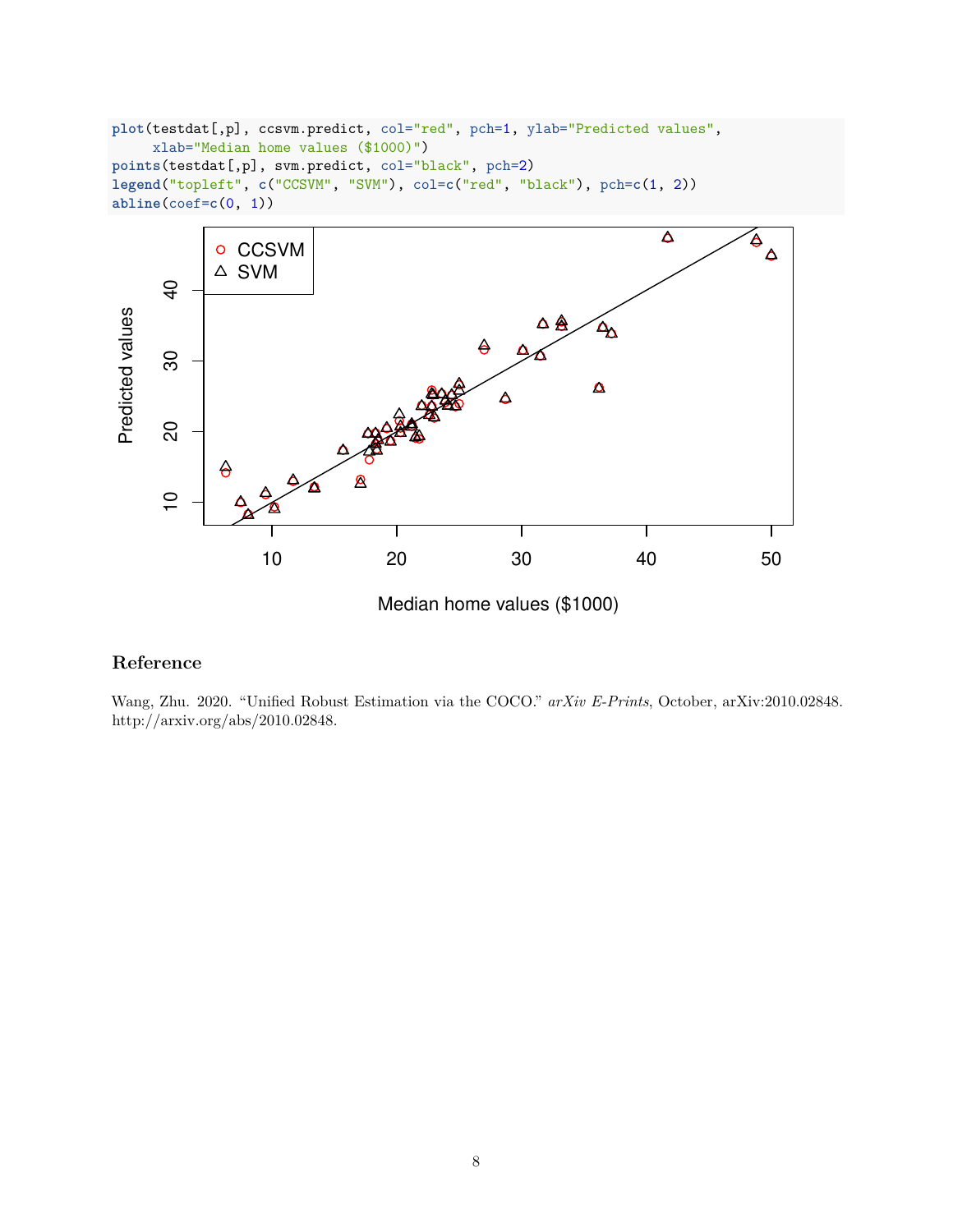```
plot(testdat[,p], ccsvm.predict, col="red", pch=1, ylab="Predicted values",
     xlab="Median home values ($1000)")
points(testdat[,p], svm.predict, col="black", pch=2)
legend("topleft", c("CCSVM", "SVM"), col=c("red", "black"), pch=c(1, 2))
abline(coef=c(0, 1))
```

CCSVM
SVM
Predicted values
10
20
30
40
Median home values ($1000)
10
20
30
40
50

## Reference

Wang, Zhu. 2020. "Unified Robust Estimation via the COCO." *arXiv E-Prints*, October, arXiv:2010.02848. http://arxiv.org/abs/2010.02848.